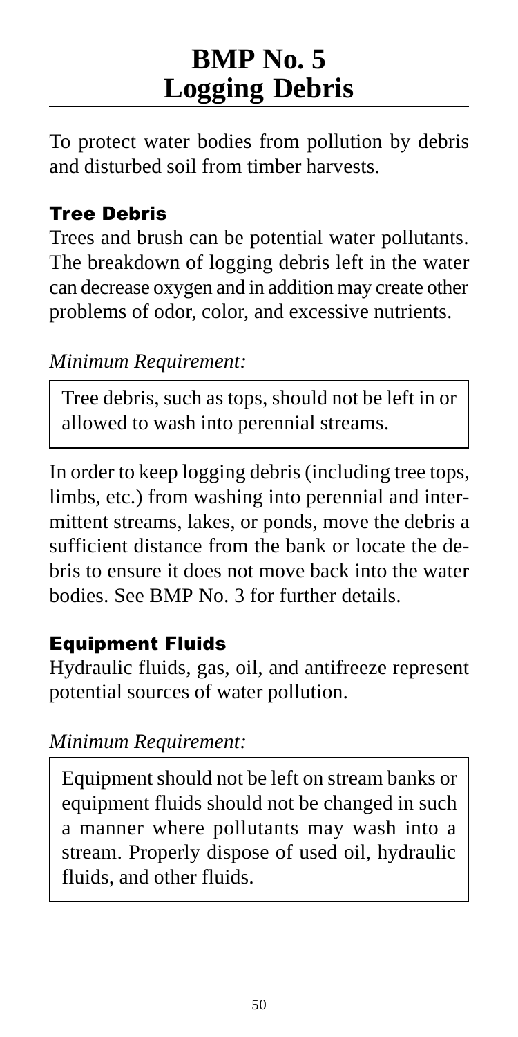# BMP No. 5
# Logging Debris

To protect water bodies from pollution by debris and disturbed soil from timber harvests.

## Tree Debris

Trees and brush can be potential water pollutants. The breakdown of logging debris left in the water can decrease oxygen and in addition may create other problems of odor, color, and excessive nutrients.

*Minimum Requirement:*

> Tree debris, such as tops, should not be left in or allowed to wash into perennial streams.

In order to keep logging debris (including tree tops, limbs, etc.) from washing into perennial and intermittent streams, lakes, or ponds, move the debris a sufficient distance from the bank or locate the debris to ensure it does not move back into the water bodies. See BMP No. 3 for further details.

## Equipment Fluids

Hydraulic fluids, gas, oil, and antifreeze represent potential sources of water pollution.

*Minimum Requirement:*

> Equipment should not be left on stream banks or equipment fluids should not be changed in such a manner where pollutants may wash into a stream. Properly dispose of used oil, hydraulic fluids, and other fluids.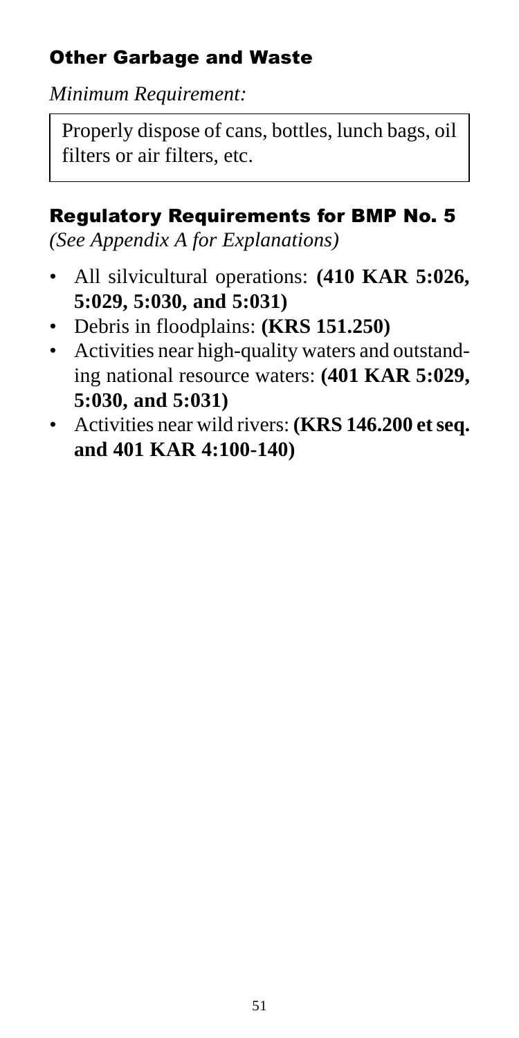## Other Garbage and Waste

*Minimum Requirement:*

Properly dispose of cans, bottles, lunch bags, oil filters or air filters, etc.

## Regulatory Requirements for BMP No. 5

*(See Appendix A for Explanations)*

- All silvicultural operations: **(410 KAR 5:026, 5:029, 5:030, and 5:031)**
- Debris in floodplains: **(KRS 151.250)**
- Activities near high-quality waters and outstanding national resource waters: **(401 KAR 5:029, 5:030, and 5:031)**
- Activities near wild rivers: **(KRS 146.200 et seq. and 401 KAR 4:100-140)**